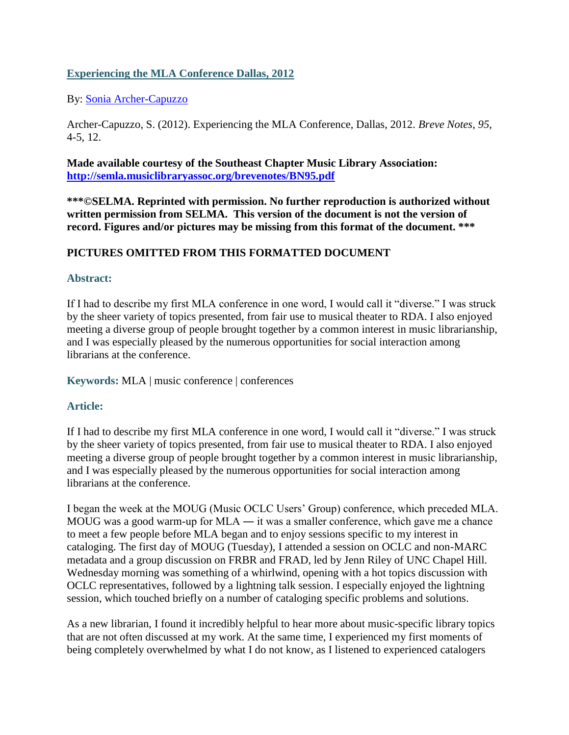# [Experiencing the MLA Conference Dallas, 2012]

By: [Sonia Archer-Capuzzo]

Archer-Capuzzo, S. (2012). Experiencing the MLA Conference, Dallas, 2012. *Breve Notes, 95*, 4-5, 12.

**Made available courtesy of the Southeast Chapter Music Library Association: http://semla.musiclibraryassoc.org/brevenotes/BN95.pdf**

**\*\*\*©SELMA. Reprinted with permission. No further reproduction is authorized without written permission from SELMA. This version of the document is not the version of record. Figures and/or pictures may be missing from this format of the document. \*\*\***

**PICTURES OMITTED FROM THIS FORMATTED DOCUMENT**

## Abstract:

If I had to describe my first MLA conference in one word, I would call it "diverse." I was struck by the sheer variety of topics presented, from fair use to musical theater to RDA. I also enjoyed meeting a diverse group of people brought together by a common interest in music librarianship, and I was especially pleased by the numerous opportunities for social interaction among librarians at the conference.

**Keywords:** MLA | music conference | conferences

## Article:

If I had to describe my first MLA conference in one word, I would call it "diverse." I was struck by the sheer variety of topics presented, from fair use to musical theater to RDA. I also enjoyed meeting a diverse group of people brought together by a common interest in music librarianship, and I was especially pleased by the numerous opportunities for social interaction among librarians at the conference.

I began the week at the MOUG (Music OCLC Users' Group) conference, which preceded MLA. MOUG was a good warm-up for MLA ― it was a smaller conference, which gave me a chance to meet a few people before MLA began and to enjoy sessions specific to my interest in cataloging. The first day of MOUG (Tuesday), I attended a session on OCLC and non-MARC metadata and a group discussion on FRBR and FRAD, led by Jenn Riley of UNC Chapel Hill. Wednesday morning was something of a whirlwind, opening with a hot topics discussion with OCLC representatives, followed by a lightning talk session. I especially enjoyed the lightning session, which touched briefly on a number of cataloging specific problems and solutions.

As a new librarian, I found it incredibly helpful to hear more about music-specific library topics that are not often discussed at my work. At the same time, I experienced my first moments of being completely overwhelmed by what I do not know, as I listened to experienced catalogers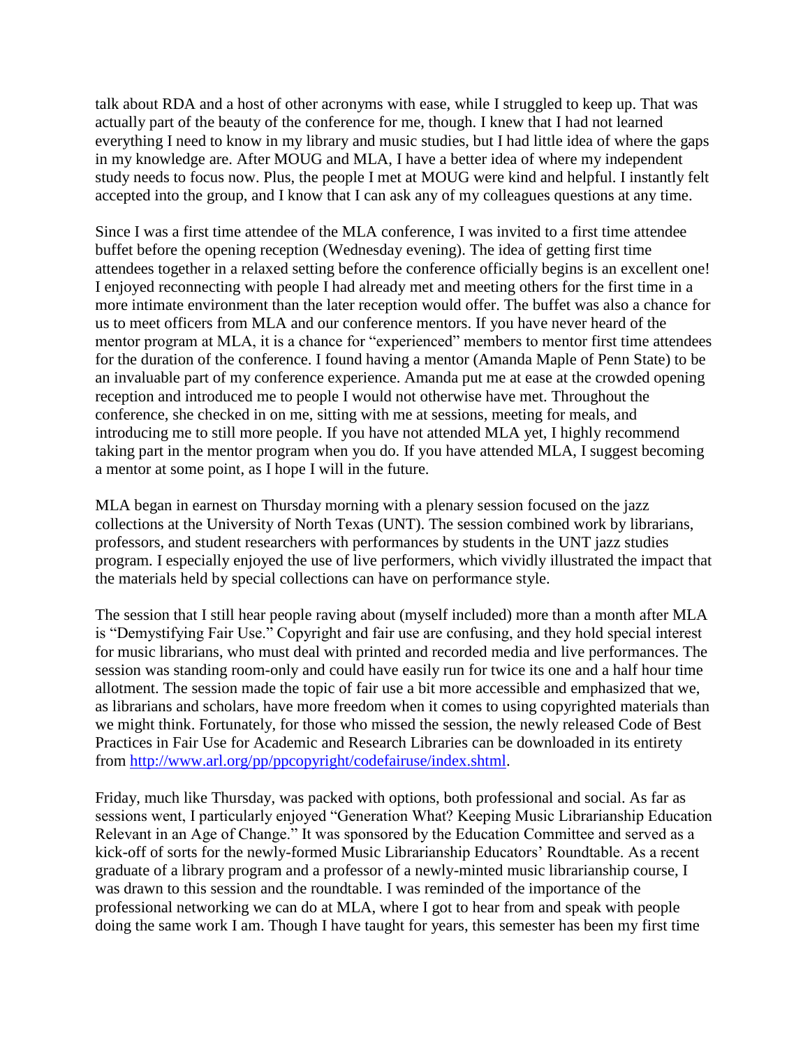talk about RDA and a host of other acronyms with ease, while I struggled to keep up. That was actually part of the beauty of the conference for me, though. I knew that I had not learned everything I need to know in my library and music studies, but I had little idea of where the gaps in my knowledge are. After MOUG and MLA, I have a better idea of where my independent study needs to focus now. Plus, the people I met at MOUG were kind and helpful. I instantly felt accepted into the group, and I know that I can ask any of my colleagues questions at any time.

Since I was a first time attendee of the MLA conference, I was invited to a first time attendee buffet before the opening reception (Wednesday evening). The idea of getting first time attendees together in a relaxed setting before the conference officially begins is an excellent one! I enjoyed reconnecting with people I had already met and meeting others for the first time in a more intimate environment than the later reception would offer. The buffet was also a chance for us to meet officers from MLA and our conference mentors. If you have never heard of the mentor program at MLA, it is a chance for "experienced" members to mentor first time attendees for the duration of the conference. I found having a mentor (Amanda Maple of Penn State) to be an invaluable part of my conference experience. Amanda put me at ease at the crowded opening reception and introduced me to people I would not otherwise have met. Throughout the conference, she checked in on me, sitting with me at sessions, meeting for meals, and introducing me to still more people. If you have not attended MLA yet, I highly recommend taking part in the mentor program when you do. If you have attended MLA, I suggest becoming a mentor at some point, as I hope I will in the future.

MLA began in earnest on Thursday morning with a plenary session focused on the jazz collections at the University of North Texas (UNT). The session combined work by librarians, professors, and student researchers with performances by students in the UNT jazz studies program. I especially enjoyed the use of live performers, which vividly illustrated the impact that the materials held by special collections can have on performance style.

The session that I still hear people raving about (myself included) more than a month after MLA is "Demystifying Fair Use." Copyright and fair use are confusing, and they hold special interest for music librarians, who must deal with printed and recorded media and live performances. The session was standing room-only and could have easily run for twice its one and a half hour time allotment. The session made the topic of fair use a bit more accessible and emphasized that we, as librarians and scholars, have more freedom when it comes to using copyrighted materials than we might think. Fortunately, for those who missed the session, the newly released Code of Best Practices in Fair Use for Academic and Research Libraries can be downloaded in its entirety from http://www.arl.org/pp/ppcopyright/codefairuse/index.shtml.

Friday, much like Thursday, was packed with options, both professional and social. As far as sessions went, I particularly enjoyed "Generation What? Keeping Music Librarianship Education Relevant in an Age of Change." It was sponsored by the Education Committee and served as a kick-off of sorts for the newly-formed Music Librarianship Educators' Roundtable. As a recent graduate of a library program and a professor of a newly-minted music librarianship course, I was drawn to this session and the roundtable. I was reminded of the importance of the professional networking we can do at MLA, where I got to hear from and speak with people doing the same work I am. Though I have taught for years, this semester has been my first time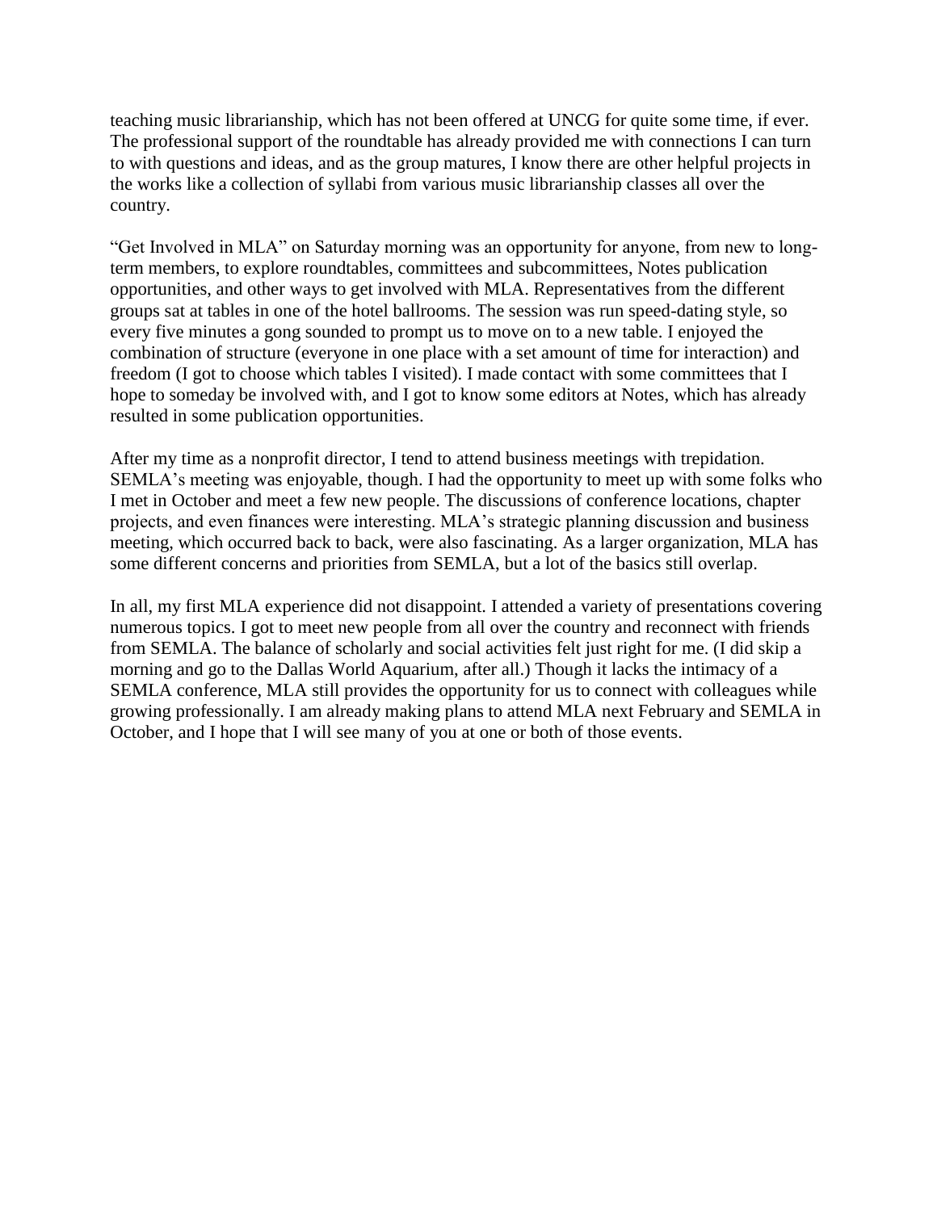teaching music librarianship, which has not been offered at UNCG for quite some time, if ever. The professional support of the roundtable has already provided me with connections I can turn to with questions and ideas, and as the group matures, I know there are other helpful projects in the works like a collection of syllabi from various music librarianship classes all over the country.

"Get Involved in MLA" on Saturday morning was an opportunity for anyone, from new to long-term members, to explore roundtables, committees and subcommittees, Notes publication opportunities, and other ways to get involved with MLA. Representatives from the different groups sat at tables in one of the hotel ballrooms. The session was run speed-dating style, so every five minutes a gong sounded to prompt us to move on to a new table. I enjoyed the combination of structure (everyone in one place with a set amount of time for interaction) and freedom (I got to choose which tables I visited). I made contact with some committees that I hope to someday be involved with, and I got to know some editors at Notes, which has already resulted in some publication opportunities.

After my time as a nonprofit director, I tend to attend business meetings with trepidation. SEMLA's meeting was enjoyable, though. I had the opportunity to meet up with some folks who I met in October and meet a few new people. The discussions of conference locations, chapter projects, and even finances were interesting. MLA's strategic planning discussion and business meeting, which occurred back to back, were also fascinating. As a larger organization, MLA has some different concerns and priorities from SEMLA, but a lot of the basics still overlap.

In all, my first MLA experience did not disappoint. I attended a variety of presentations covering numerous topics. I got to meet new people from all over the country and reconnect with friends from SEMLA. The balance of scholarly and social activities felt just right for me. (I did skip a morning and go to the Dallas World Aquarium, after all.) Though it lacks the intimacy of a SEMLA conference, MLA still provides the opportunity for us to connect with colleagues while growing professionally. I am already making plans to attend MLA next February and SEMLA in October, and I hope that I will see many of you at one or both of those events.